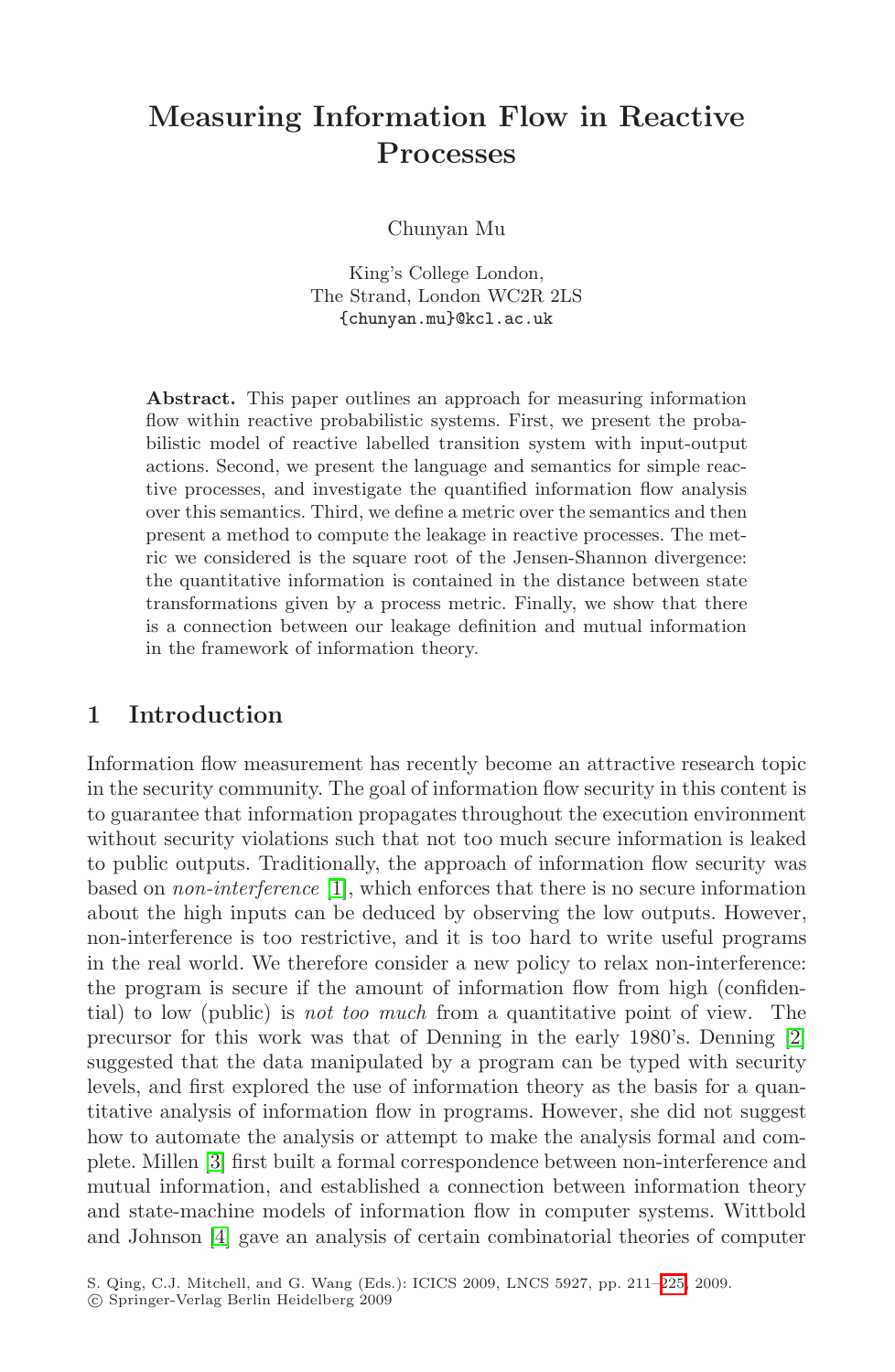# Measuring Information Flow in Reactive Processes

Chunyan Mu

King's College London,
The Strand, London WC2R 2LS
{chunyan.mu}@kcl.ac.uk

**Abstract.** This paper outlines an approach for measuring information flow within reactive probabilistic systems. First, we present the probabilistic model of reactive labelled transition system with input-output actions. Second, we present the language and semantics for simple reactive processes, and investigate the quantified information flow analysis over this semantics. Third, we define a metric over the semantics and then present a method to compute the leakage in reactive processes. The metric we considered is the square root of the Jensen-Shannon divergence: the quantitative information is contained in the distance between state transformations given by a process metric. Finally, we show that there is a connection between our leakage definition and mutual information in the framework of information theory.

## 1 Introduction

Information flow measurement has recently become an attractive research topic in the security community. The goal of information flow security in this content is to guarantee that information propagates throughout the execution environment without security violations such that not too much secure information is leaked to public outputs. Traditionally, the approach of information flow security was based on *non-interference* [1], which enforces that there is no secure information about the high inputs can be deduced by observing the low outputs. However, non-interference is too restrictive, and it is too hard to write useful programs in the real world. We therefore consider a new policy to relax non-interference: the program is secure if the amount of information flow from high (confidential) to low (public) is *not too much* from a quantitative point of view. The precursor for this work was that of Denning in the early 1980's. Denning [2] suggested that the data manipulated by a program can be typed with security levels, and first explored the use of information theory as the basis for a quantitative analysis of information flow in programs. However, she did not suggest how to automate the analysis or attempt to make the analysis formal and complete. Millen [3] first built a formal correspondence between non-interference and mutual information, and established a connection between information theory and state-machine models of information flow in computer systems. Wittbold and Johnson [4] gave an analysis of certain combinatorial theories of computer

S. Qing, C.J. Mitchell, and G. Wang (Eds.): ICICS 2009, LNCS 5927, pp. 211–225, 2009.
© Springer-Verlag Berlin Heidelberg 2009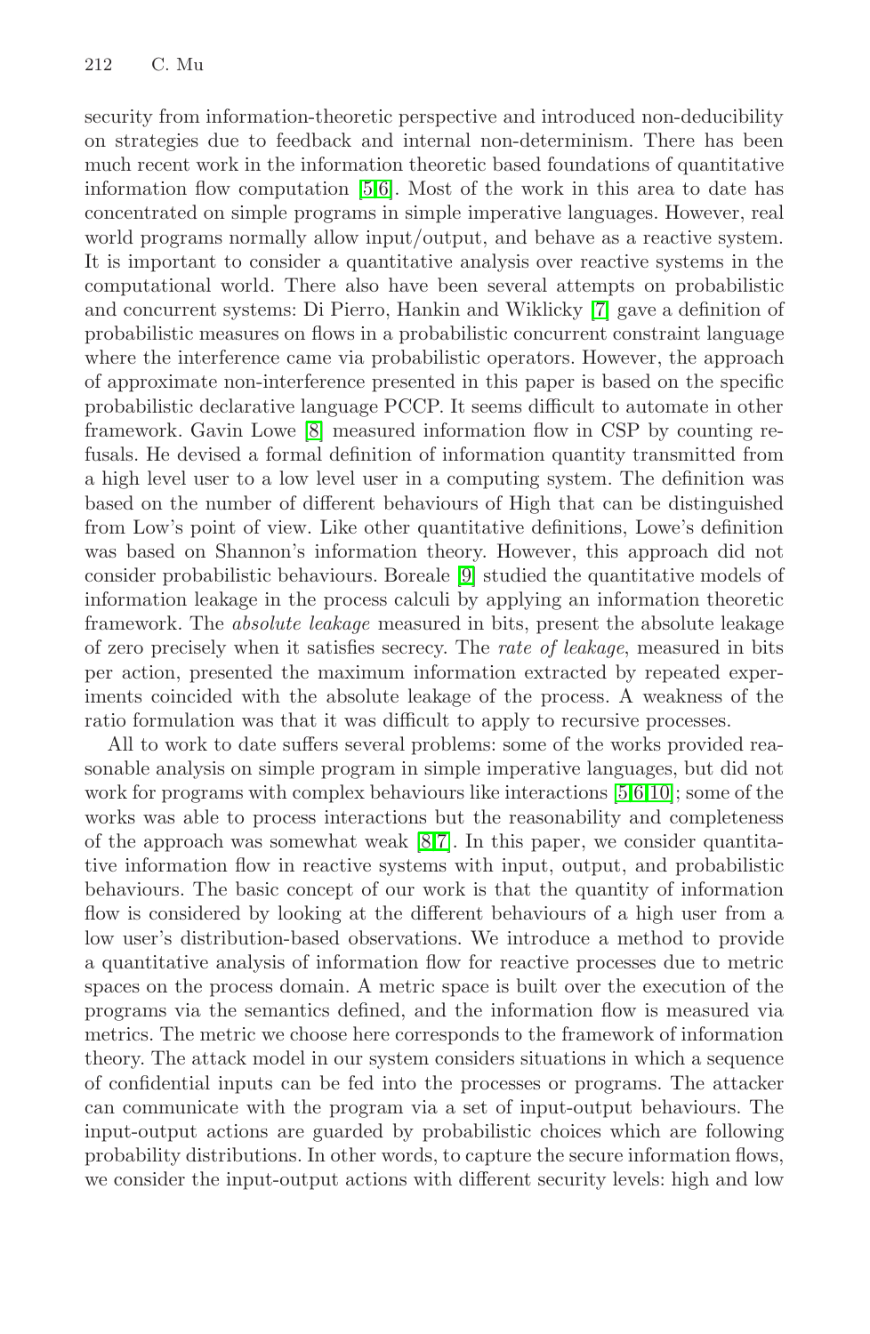security from information-theoretic perspective and introduced non-deducibility on strategies due to feedback and internal non-determinism. There has been much recent work in the information theoretic based foundations of quantitative information flow computation [5,6]. Most of the work in this area to date has concentrated on simple programs in simple imperative languages. However, real world programs normally allow input/output, and behave as a reactive system. It is important to consider a quantitative analysis over reactive systems in the computational world. There also have been several attempts on probabilistic and concurrent systems: Di Pierro, Hankin and Wiklicky [7] gave a definition of probabilistic measures on flows in a probabilistic concurrent constraint language where the interference came via probabilistic operators. However, the approach of approximate non-interference presented in this paper is based on the specific probabilistic declarative language PCCP. It seems difficult to automate in other framework. Gavin Lowe [8] measured information flow in CSP by counting refusals. He devised a formal definition of information quantity transmitted from a high level user to a low level user in a computing system. The definition was based on the number of different behaviours of High that can be distinguished from Low's point of view. Like other quantitative definitions, Lowe's definition was based on Shannon's information theory. However, this approach did not consider probabilistic behaviours. Boreale [9] studied the quantitative models of information leakage in the process calculi by applying an information theoretic framework. The *absolute leakage* measured in bits, present the absolute leakage of zero precisely when it satisfies secrecy. The *rate of leakage*, measured in bits per action, presented the maximum information extracted by repeated experiments coincided with the absolute leakage of the process. A weakness of the ratio formulation was that it was difficult to apply to recursive processes.

All to work to date suffers several problems: some of the works provided reasonable analysis on simple program in simple imperative languages, but did not work for programs with complex behaviours like interactions [5,6,10]; some of the works was able to process interactions but the reasonability and completeness of the approach was somewhat weak [8,7]. In this paper, we consider quantitative information flow in reactive systems with input, output, and probabilistic behaviours. The basic concept of our work is that the quantity of information flow is considered by looking at the different behaviours of a high user from a low user's distribution-based observations. We introduce a method to provide a quantitative analysis of information flow for reactive processes due to metric spaces on the process domain. A metric space is built over the execution of the programs via the semantics defined, and the information flow is measured via metrics. The metric we choose here corresponds to the framework of information theory. The attack model in our system considers situations in which a sequence of confidential inputs can be fed into the processes or programs. The attacker can communicate with the program via a set of input-output behaviours. The input-output actions are guarded by probabilistic choices which are following probability distributions. In other words, to capture the secure information flows, we consider the input-output actions with different security levels: high and low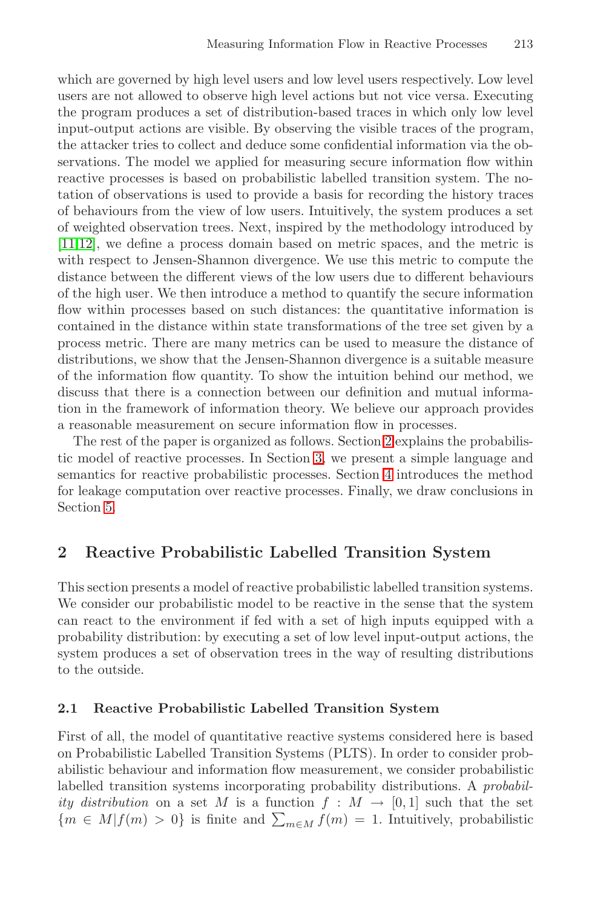which are governed by high level users and low level users respectively. Low level users are not allowed to observe high level actions but not vice versa. Executing the program produces a set of distribution-based traces in which only low level input-output actions are visible. By observing the visible traces of the program, the attacker tries to collect and deduce some confidential information via the observations. The model we applied for measuring secure information flow within reactive processes is based on probabilistic labelled transition system. The notation of observations is used to provide a basis for recording the history traces of behaviours from the view of low users. Intuitively, the system produces a set of weighted observation trees. Next, inspired by the methodology introduced by [11,12], we define a process domain based on metric spaces, and the metric is with respect to Jensen-Shannon divergence. We use this metric to compute the distance between the different views of the low users due to different behaviours of the high user. We then introduce a method to quantify the secure information flow within processes based on such distances: the quantitative information is contained in the distance within state transformations of the tree set given by a process metric. There are many metrics can be used to measure the distance of distributions, we show that the Jensen-Shannon divergence is a suitable measure of the information flow quantity. To show the intuition behind our method, we discuss that there is a connection between our definition and mutual information in the framework of information theory. We believe our approach provides a reasonable measurement on secure information flow in processes.

The rest of the paper is organized as follows. Section 2 explains the probabilistic model of reactive processes. In Section 3, we present a simple language and semantics for reactive probabilistic processes. Section 4 introduces the method for leakage computation over reactive processes. Finally, we draw conclusions in Section 5.

## 2 Reactive Probabilistic Labelled Transition System

This section presents a model of reactive probabilistic labelled transition systems. We consider our probabilistic model to be reactive in the sense that the system can react to the environment if fed with a set of high inputs equipped with a probability distribution: by executing a set of low level input-output actions, the system produces a set of observation trees in the way of resulting distributions to the outside.

### 2.1 Reactive Probabilistic Labelled Transition System

First of all, the model of quantitative reactive systems considered here is based on Probabilistic Labelled Transition Systems (PLTS). In order to consider probabilistic behaviour and information flow measurement, we consider probabilistic labelled transition systems incorporating probability distributions. A *probability distribution* on a set $M$ is a function $f : M \rightarrow [0, 1]$ such that the set $\{m \in M | f(m) > 0\}$ is finite and $\sum_{m \in M} f(m) = 1$. Intuitively, probabilistic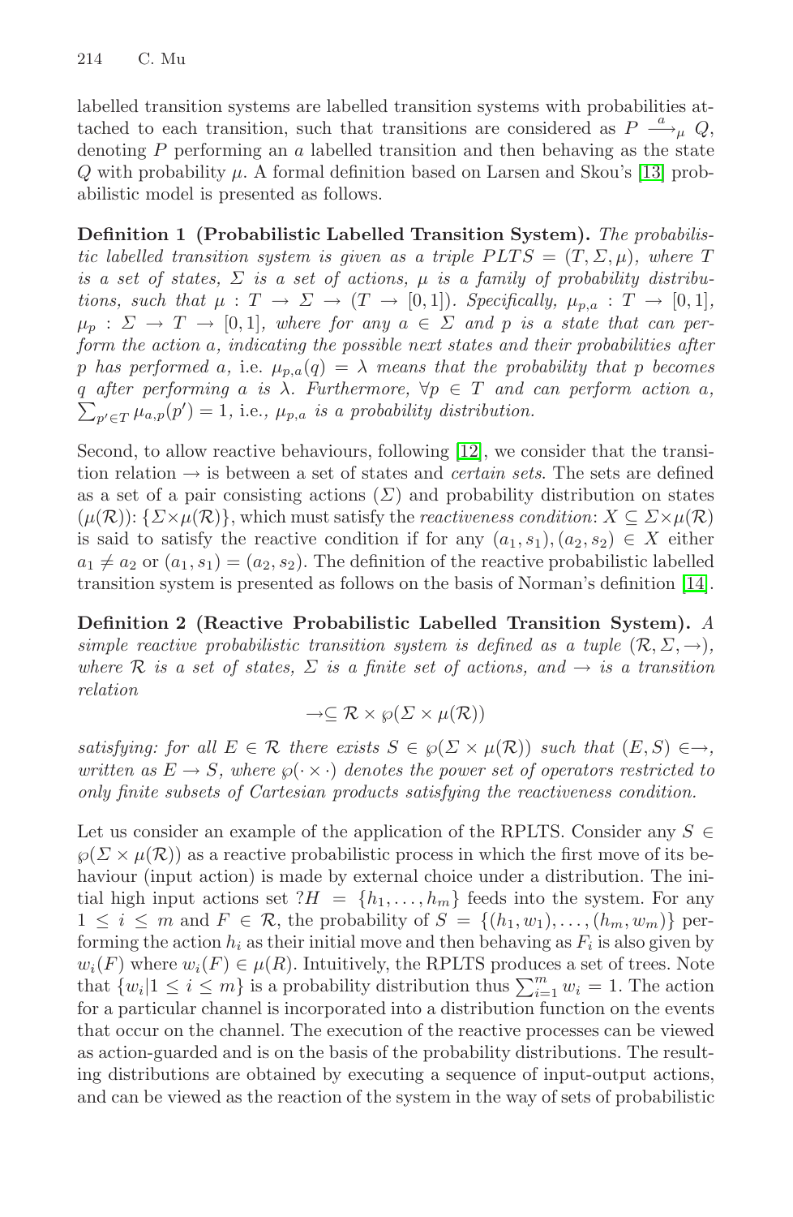labelled transition systems are labelled transition systems with probabilities attached to each transition, such that transitions are considered as $P \xrightarrow{a}_{\mu} Q$, denoting $P$ performing an $a$ labelled transition and then behaving as the state $Q$ with probability $\mu$. A formal definition based on Larsen and Skou's [13] probabilistic model is presented as follows.

**Definition 1 (Probabilistic Labelled Transition System).** *The probabilistic labelled transition system is given as a triple $PLTS = (T, \Sigma, \mu)$, where $T$ is a set of states, $\Sigma$ is a set of actions, $\mu$ is a family of probability distributions, such that $\mu : T \rightarrow \Sigma \rightarrow (T \rightarrow [0,1])$. Specifically, $\mu_{p,a} : T \rightarrow [0,1]$, $\mu_p : \Sigma \rightarrow T \rightarrow [0,1]$, where for any $a \in \Sigma$ and $p$ is a state that can perform the action $a$, indicating the possible next states and their probabilities after $p$ has performed $a$,* i.e. *$\mu_{p,a}(q) = \lambda$ means that the probability that $p$ becomes $q$ after performing $a$ is $\lambda$. Furthermore, $\forall p \in T$ and can perform action $a$, $\sum_{p' \in T} \mu_{a,p}(p') = 1$,* i.e., *$\mu_{p,a}$ is a probability distribution.*

Second, to allow reactive behaviours, following [12], we consider that the transition relation $\rightarrow$ is between a set of states and *certain sets*. The sets are defined as a set of a pair consisting actions ($\Sigma$) and probability distribution on states ($\mu(\mathcal{R})$): $\{\Sigma \times \mu(\mathcal{R})\}$, which must satisfy the *reactiveness condition*: $X \subseteq \Sigma \times \mu(\mathcal{R})$ is said to satisfy the reactive condition if for any $(a_1, s_1), (a_2, s_2) \in X$ either $a_1 \neq a_2$ or $(a_1, s_1) = (a_2, s_2)$. The definition of the reactive probabilistic labelled transition system is presented as follows on the basis of Norman's definition [14].

**Definition 2 (Reactive Probabilistic Labelled Transition System).** *A simple reactive probabilistic transition system is defined as a tuple $(\mathcal{R}, \Sigma, \rightarrow)$, where $\mathcal{R}$ is a set of states, $\Sigma$ is a finite set of actions, and $\rightarrow$ is a transition relation*

$$\rightarrow \subseteq \mathcal{R} \times \wp(\Sigma \times \mu(\mathcal{R}))$$

*satisfying: for all $E \in \mathcal{R}$ there exists $S \in \wp(\Sigma \times \mu(\mathcal{R}))$ such that $(E, S) \in \rightarrow$, written as $E \rightarrow S$, where $\wp(\cdot \times \cdot)$ denotes the power set of operators restricted to only finite subsets of Cartesian products satisfying the reactiveness condition.*

Let us consider an example of the application of the RPLTS. Consider any $S \in \wp(\Sigma \times \mu(\mathcal{R}))$ as a reactive probabilistic process in which the first move of its behaviour (input action) is made by external choice under a distribution. The initial high input actions set $?H = \{h_1, \ldots, h_m\}$ feeds into the system. For any $1 \leq i \leq m$ and $F \in \mathcal{R}$, the probability of $S = \{(h_1, w_1), \ldots, (h_m, w_m)\}$ performing the action $h_i$ as their initial move and then behaving as $F_i$ is also given by $w_i(F)$ where $w_i(F) \in \mu(R)$. Intuitively, the RPLTS produces a set of trees. Note that $\{w_i | 1 \leq i \leq m\}$ is a probability distribution thus $\sum_{i=1}^{m} w_i = 1$. The action for a particular channel is incorporated into a distribution function on the events that occur on the channel. The execution of the reactive processes can be viewed as action-guarded and is on the basis of the probability distributions. The resulting distributions are obtained by executing a sequence of input-output actions, and can be viewed as the reaction of the system in the way of sets of probabilistic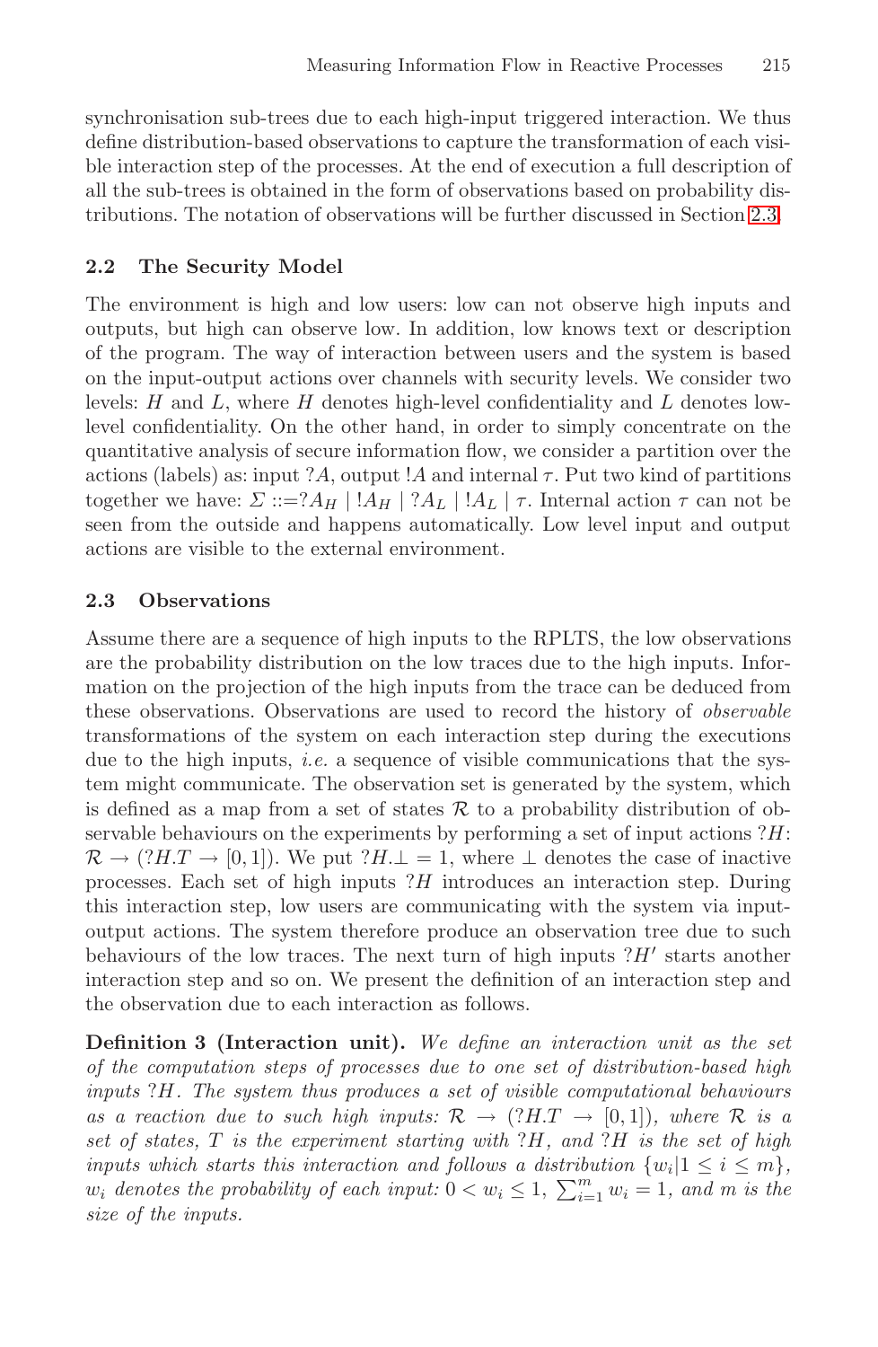synchronisation sub-trees due to each high-input triggered interaction. We thus define distribution-based observations to capture the transformation of each visible interaction step of the processes. At the end of execution a full description of all the sub-trees is obtained in the form of observations based on probability distributions. The notation of observations will be further discussed in Section 2.3.

### 2.2 The Security Model

The environment is high and low users: low can not observe high inputs and outputs, but high can observe low. In addition, low knows text or description of the program. The way of interaction between users and the system is based on the input-output actions over channels with security levels. We consider two levels: $H$ and $L$, where $H$ denotes high-level confidentiality and $L$ denotes low-level confidentiality. On the other hand, in order to simply concentrate on the quantitative analysis of secure information flow, we consider a partition over the actions (labels) as: input $?A$, output $!A$ and internal $\tau$. Put two kind of partitions together we have: $\Sigma ::= ?A_H \mid !A_H \mid ?A_L \mid !A_L \mid \tau$. Internal action $\tau$ can not be seen from the outside and happens automatically. Low level input and output actions are visible to the external environment.

### 2.3 Observations

Assume there are a sequence of high inputs to the RPLTS, the low observations are the probability distribution on the low traces due to the high inputs. Information on the projection of the high inputs from the trace can be deduced from these observations. Observations are used to record the history of *observable* transformations of the system on each interaction step during the executions due to the high inputs, *i.e.* a sequence of visible communications that the system might communicate. The observation set is generated by the system, which is defined as a map from a set of states $\mathcal{R}$ to a probability distribution of observable behaviours on the experiments by performing a set of input actions $?H$: $\mathcal{R} \rightarrow (?H.T \rightarrow [0,1])$. We put $?H.\bot = 1$, where $\bot$ denotes the case of inactive processes. Each set of high inputs $?H$ introduces an interaction step. During this interaction step, low users are communicating with the system via input-output actions. The system therefore produce an observation tree due to such behaviours of the low traces. The next turn of high inputs $?H'$ starts another interaction step and so on. We present the definition of an interaction step and the observation due to each interaction as follows.

**Definition 3 (Interaction unit).** *We define an interaction unit as the set of the computation steps of processes due to one set of distribution-based high inputs $?H$. The system thus produces a set of visible computational behaviours as a reaction due to such high inputs: $\mathcal{R} \rightarrow (?H.T \rightarrow [0,1])$, where $\mathcal{R}$ is a set of states, $T$ is the experiment starting with $?H$, and $?H$ is the set of high inputs which starts this interaction and follows a distribution $\{w_i | 1 \leq i \leq m\}$, $w_i$ denotes the probability of each input: $0 < w_i \leq 1$, $\sum_{i=1}^{m} w_i = 1$, and $m$ is the size of the inputs.*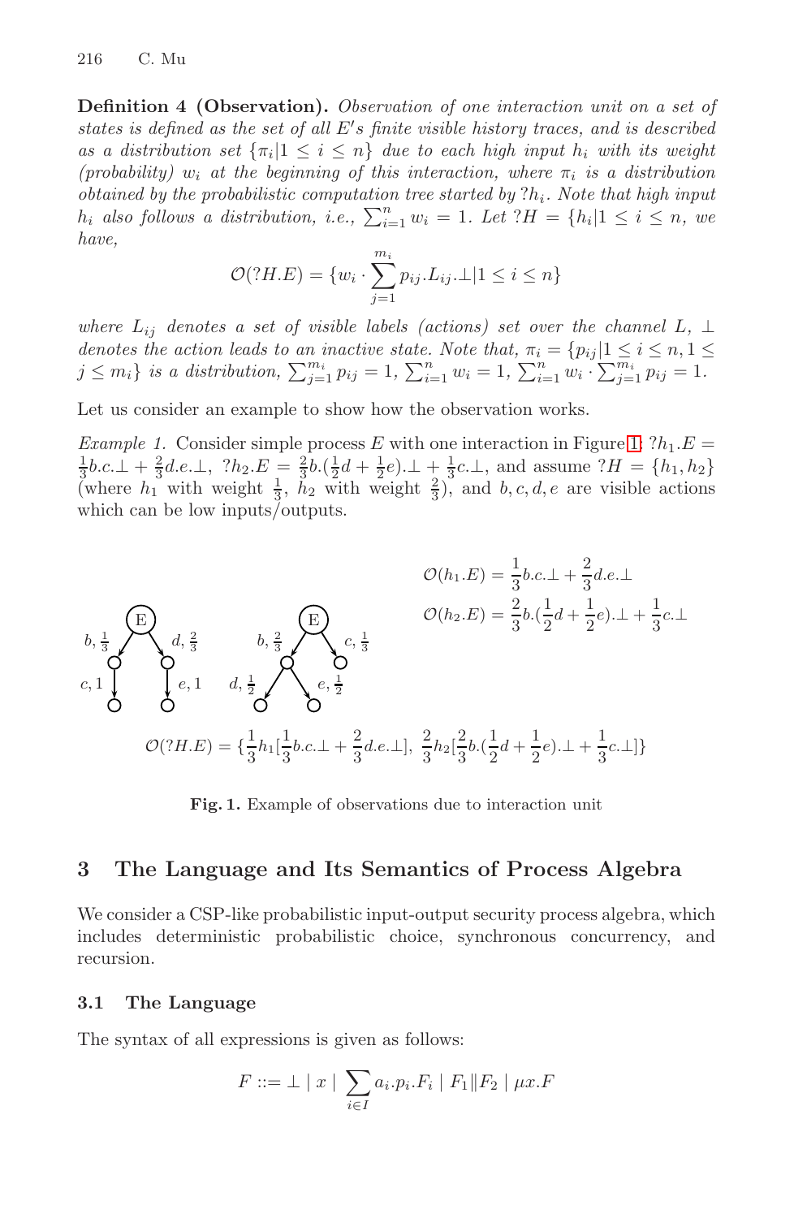**Definition 4 (Observation).** *Observation of one interaction unit on a set of states is defined as the set of all $E'$s finite visible history traces, and is described as a distribution set $\{\pi_i | 1 \leq i \leq n\}$ due to each high input $h_i$ with its weight (probability) $w_i$ at the beginning of this interaction, where $\pi_i$ is a distribution obtained by the probabilistic computation tree started by $?h_i$. Note that high input $h_i$ also follows a distribution, i.e., $\sum_{i=1}^{n} w_i = 1$. Let $?H = \{h_i | 1 \leq i \leq n$, we have,*

$$\mathcal{O}(?H.E) = \{w_i \cdot \sum_{j=1}^{m_i} p_{ij}.L_{ij}.\bot | 1 \leq i \leq n\}$$

*where $L_{ij}$ denotes a set of visible labels (actions) set over the channel $L$, $\bot$ denotes the action leads to an inactive state. Note that, $\pi_i = \{p_{ij} | 1 \leq i \leq n, 1 \leq j \leq m_i\}$ is a distribution, $\sum_{j=1}^{m_i} p_{ij} = 1$, $\sum_{i=1}^{n} w_i = 1$, $\sum_{i=1}^{n} w_i \cdot \sum_{j=1}^{m_i} p_{ij} = 1$.*

Let us consider an example to show how the observation works.

*Example 1.* Consider simple process $E$ with one interaction in Figure 1: $?h_1.E = \frac{1}{3}b.c.\bot + \frac{2}{3}d.e.\bot$, $?h_2.E = \frac{2}{3}b.(\frac{1}{2}d + \frac{1}{2}e).\bot + \frac{1}{3}c.\bot$, and assume $?H = \{h_1, h_2\}$ (where $h_1$ with weight $\frac{1}{3}$, $h_2$ with weight $\frac{2}{3}$), and $b, c, d, e$ are visible actions which can be low inputs/outputs.

E
$b, \frac{1}{3}$ $d, \frac{2}{3}$
$c, 1$ $e, 1$

E
$b, \frac{2}{3}$ $c, \frac{1}{3}$
$d, \frac{1}{2}$ $e, \frac{1}{2}$

$$\mathcal{O}(h_1.E) = \frac{1}{3}b.c.\bot + \frac{2}{3}d.e.\bot$$

$$\mathcal{O}(h_2.E) = \frac{2}{3}b.(\frac{1}{2}d + \frac{1}{2}e).\bot + \frac{1}{3}c.\bot$$

$$\mathcal{O}(?H.E) = \{\frac{1}{3}h_1[\frac{1}{3}b.c.\bot + \frac{2}{3}d.e.\bot],\ \frac{2}{3}h_2[\frac{2}{3}b.(\frac{1}{2}d + \frac{1}{2}e).\bot + \frac{1}{3}c.\bot]\}$$

**Fig. 1.** Example of observations due to interaction unit

## 3 The Language and Its Semantics of Process Algebra

We consider a CSP-like probabilistic input-output security process algebra, which includes deterministic probabilistic choice, synchronous concurrency, and recursion.

### 3.1 The Language

The syntax of all expressions is given as follows:

$$F ::= \bot \mid x \mid \sum_{i \in I} a_i.p_i.F_i \mid F_1 \| F_2 \mid \mu x.F$$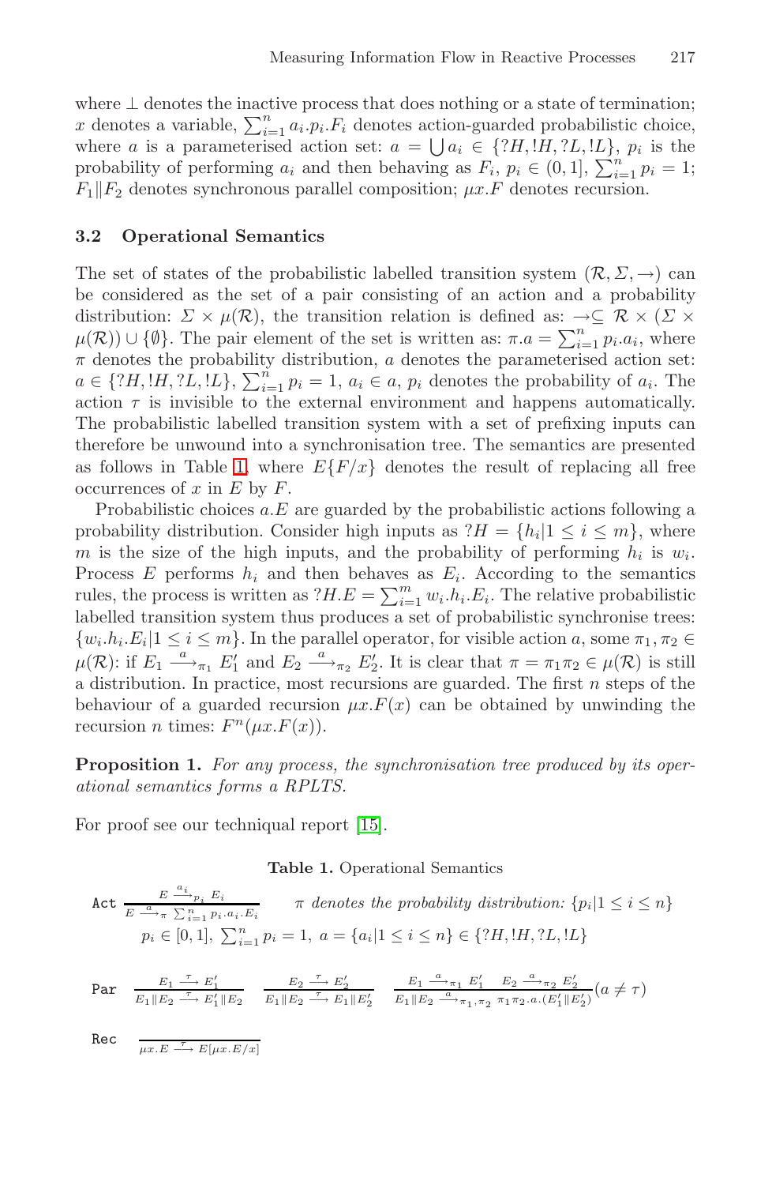where $\perp$ denotes the inactive process that does nothing or a state of termination; $x$ denotes a variable, $\sum_{i=1}^{n} a_i.p_i.F_i$ denotes action-guarded probabilistic choice, where $a$ is a parameterised action set: $a = \bigcup a_i \in \{?H, !H, ?L, !L\}$, $p_i$ is the probability of performing $a_i$ and then behaving as $F_i$, $p_i \in (0, 1]$, $\sum_{i=1}^{n} p_i = 1$; $F_1 \| F_2$ denotes synchronous parallel composition; $\mu x.F$ denotes recursion.

### 3.2 Operational Semantics

The set of states of the probabilistic labelled transition system $(\mathcal{R}, \Sigma, \rightarrow)$ can be considered as the set of a pair consisting of an action and a probability distribution: $\Sigma \times \mu(\mathcal{R})$, the transition relation is defined as: $\rightarrow \subseteq \mathcal{R} \times (\Sigma \times \mu(\mathcal{R})) \cup \{\emptyset\}$. The pair element of the set is written as: $\pi.a = \sum_{i=1}^{n} p_i.a_i$, where $\pi$ denotes the probability distribution, $a$ denotes the parameterised action set: $a \in \{?H, !H, ?L, !L\}$, $\sum_{i=1}^{n} p_i = 1$, $a_i \in a$, $p_i$ denotes the probability of $a_i$. The action $\tau$ is invisible to the external environment and happens automatically. The probabilistic labelled transition system with a set of prefixing inputs can therefore be unwound into a synchronisation tree. The semantics are presented as follows in Table 1, where $E\{F/x\}$ denotes the result of replacing all free occurrences of $x$ in $E$ by $F$.

Probabilistic choices $a.E$ are guarded by the probabilistic actions following a probability distribution. Consider high inputs as $?H = \{h_i | 1 \leq i \leq m\}$, where $m$ is the size of the high inputs, and the probability of performing $h_i$ is $w_i$. Process $E$ performs $h_i$ and then behaves as $E_i$. According to the semantics rules, the process is written as $?H.E = \sum_{i=1}^{m} w_i.h_i.E_i$. The relative probabilistic labelled transition system thus produces a set of probabilistic synchronise trees: $\{w_i.h_i.E_i | 1 \leq i \leq m\}$. In the parallel operator, for visible action $a$, some $\pi_1, \pi_2 \in \mu(\mathcal{R})$: if $E_1 \xrightarrow{a}_{\pi_1} E_1'$ and $E_2 \xrightarrow{a}_{\pi_2} E_2'$. It is clear that $\pi = \pi_1\pi_2 \in \mu(\mathcal{R})$ is still a distribution. In practice, most recursions are guarded. The first $n$ steps of the behaviour of a guarded recursion $\mu x.F(x)$ can be obtained by unwinding the recursion $n$ times: $F^n(\mu x.F(x))$.

**Proposition 1.** *For any process, the synchronisation tree produced by its operational semantics forms a RPLTS.*

For proof see our techiqual report [15].

**Table 1.** Operational Semantics

**Act** $\dfrac{E \xrightarrow{a_i}_{p_i} E_i}{E \xrightarrow{a}_{\pi} \sum_{i=1}^{n} p_i.a_i.E_i}$ $\quad$ *$\pi$ denotes the probability distribution:* $\{p_i | 1 \leq i \leq n\}$

$p_i \in [0, 1]$, $\sum_{i=1}^{n} p_i = 1$, $a = \{a_i | 1 \leq i \leq n\} \in \{?H, !H, ?L, !L\}$

**Par** $\dfrac{E_1 \xrightarrow{\tau} E_1'}{E_1 \| E_2 \xrightarrow{\tau} E_1' \| E_2}$ $\quad$ $\dfrac{E_2 \xrightarrow{\tau} E_2'}{E_1 \| E_2 \xrightarrow{\tau} E_1 \| E_2'}$ $\quad$ $\dfrac{E_1 \xrightarrow{a}_{\pi_1} E_1' \quad E_2 \xrightarrow{a}_{\pi_2} E_2'}{E_1 \| E_2 \xrightarrow{a}_{\pi_1,\pi_2} \pi_1\pi_2.a.(E_1' \| E_2')} (a \neq \tau)$

**Rec** $\dfrac{}{\mu x.E \xrightarrow{\tau} E[\mu x.E/x]}$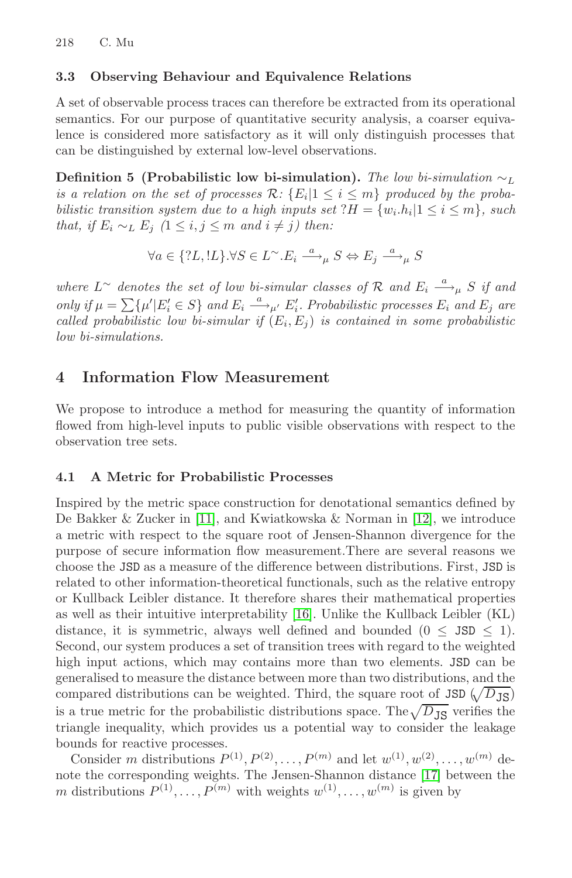### 3.3 Observing Behaviour and Equivalence Relations

A set of observable process traces can therefore be extracted from its operational semantics. For our purpose of quantitative security analysis, a coarser equivalence is considered more satisfactory as it will only distinguish processes that can be distinguished by external low-level observations.

**Definition 5 (Probabilistic low bi-simulation).** *The low bi-simulation $\sim_L$ is a relation on the set of processes $\mathcal{R}$: $\{E_i | 1 \leq i \leq m\}$ produced by the probabilistic transition system due to a high inputs set $?H = \{w_i.h_i | 1 \leq i \leq m\}$, such that, if $E_i \sim_L E_j$ ($1 \leq i, j \leq m$ and $i \neq j$) then:*

$$\forall a \in \{?L, !L\}. \forall S \in L^{\sim}. E_i \xrightarrow{a}_{\mu} S \Leftrightarrow E_j \xrightarrow{a}_{\mu} S$$

*where $L^{\sim}$ denotes the set of low bi-simular classes of $\mathcal{R}$ and $E_i \xrightarrow{a}_{\mu} S$ if and only if $\mu = \sum\{\mu' | E_i' \in S\}$ and $E_i \xrightarrow{a}_{\mu'} E_i'$. Probabilistic processes $E_i$ and $E_j$ are called probabilistic low bi-simular if $(E_i, E_j)$ is contained in some probabilistic low bi-simulations.*

## 4 Information Flow Measurement

We propose to introduce a method for measuring the quantity of information flowed from high-level inputs to public visible observations with respect to the observation tree sets.

### 4.1 A Metric for Probabilistic Processes

Inspired by the metric space construction for denotational semantics defined by De Bakker & Zucker in [11], and Kwiatkowska & Norman in [12], we introduce a metric with respect to the square root of Jensen-Shannon divergence for the purpose of secure information flow measurement.There are several reasons we choose the JSD as a measure of the difference between distributions. First, JSD is related to other information-theoretical functionals, such as the relative entropy or Kullback Leibler distance. It therefore shares their mathematical properties as well as their intuitive interpretability [16]. Unlike the Kullback Leibler (KL) distance, it is symmetric, always well defined and bounded ($0 \leq$ JSD $\leq 1$). Second, our system produces a set of transition trees with regard to the weighted high input actions, which may contains more than two elements. JSD can be generalised to measure the distance between more than two distributions, and the compared distributions can be weighted. Third, the square root of JSD ($\sqrt{D_{\texttt{JS}}}$) is a true metric for the probabilistic distributions space. The $\sqrt{D_{\texttt{JS}}}$ verifies the triangle inequality, which provides us a potential way to consider the leakage bounds for reactive processes.

Consider $m$ distributions $P^{(1)}, P^{(2)}, \ldots, P^{(m)}$ and let $w^{(1)}, w^{(2)}, \ldots, w^{(m)}$ denote the corresponding weights. The Jensen-Shannon distance [17] between the $m$ distributions $P^{(1)}, \ldots, P^{(m)}$ with weights $w^{(1)}, \ldots, w^{(m)}$ is given by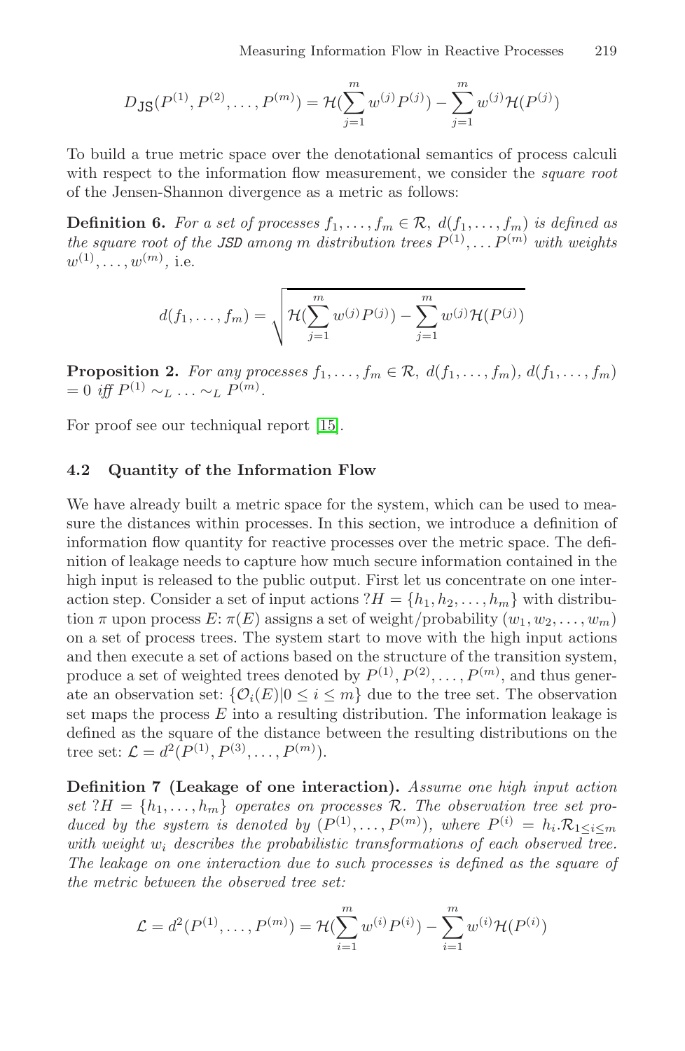$$D_{\mathtt{JS}}(P^{(1)}, P^{(2)}, \ldots, P^{(m)}) = \mathcal{H}(\sum_{j=1}^{m} w^{(j)} P^{(j)}) - \sum_{j=1}^{m} w^{(j)} \mathcal{H}(P^{(j)})$$

To build a true metric space over the denotational semantics of process calculi with respect to the information flow measurement, we consider the *square root* of the Jensen-Shannon divergence as a metric as follows:

**Definition 6.** *For a set of processes $f_1, \ldots, f_m \in \mathcal{R}$, $d(f_1, \ldots, f_m)$ is defined as the square root of the JSD among $m$ distribution trees $P^{(1)}, \ldots P^{(m)}$ with weights $w^{(1)}, \ldots, w^{(m)}$,* i.e.

$$d(f_1, \ldots, f_m) = \sqrt{\mathcal{H}(\sum_{j=1}^{m} w^{(j)} P^{(j)}) - \sum_{j=1}^{m} w^{(j)} \mathcal{H}(P^{(j)})}$$

**Proposition 2.** *For any processes $f_1, \ldots, f_m \in \mathcal{R}$, $d(f_1, \ldots, f_m)$, $d(f_1, \ldots, f_m) = 0$ iff $P^{(1)} \sim_L \ldots \sim_L P^{(m)}$.*

For proof see our techniqual report [15].

### 4.2 Quantity of the Information Flow

We have already built a metric space for the system, which can be used to measure the distances within processes. In this section, we introduce a definition of information flow quantity for reactive processes over the metric space. The definition of leakage needs to capture how much secure information contained in the high input is released to the public output. First let us concentrate on one interaction step. Consider a set of input actions $?H = \{h_1, h_2, \ldots, h_m\}$ with distribution $\pi$ upon process $E$: $\pi(E)$ assigns a set of weight/probability $(w_1, w_2, \ldots, w_m)$ on a set of process trees. The system start to move with the high input actions and then execute a set of actions based on the structure of the transition system, produce a set of weighted trees denoted by $P^{(1)}, P^{(2)}, \ldots, P^{(m)}$, and thus generate an observation set: $\{\mathcal{O}_i(E) | 0 \leq i \leq m\}$ due to the tree set. The observation set maps the process $E$ into a resulting distribution. The information leakage is defined as the square of the distance between the resulting distributions on the tree set: $\mathcal{L} = d^2(P^{(1)}, P^{(3)}, \ldots, P^{(m)})$.

**Definition 7 (Leakage of one interaction).** *Assume one high input action set $?H = \{h_1, \ldots, h_m\}$ operates on processes $\mathcal{R}$. The observation tree set produced by the system is denoted by $(P^{(1)}, \ldots, P^{(m)})$, where $P^{(i)} = h_i.\mathcal{R}_{1 \leq i \leq m}$ with weight $w_i$ describes the probabilistic transformations of each observed tree. The leakage on one interaction due to such processes is defined as the square of the metric between the observed tree set:*

$$\mathcal{L} = d^2(P^{(1)}, \ldots, P^{(m)}) = \mathcal{H}(\sum_{i=1}^{m} w^{(i)} P^{(i)}) - \sum_{i=1}^{m} w^{(i)} \mathcal{H}(P^{(i)})$$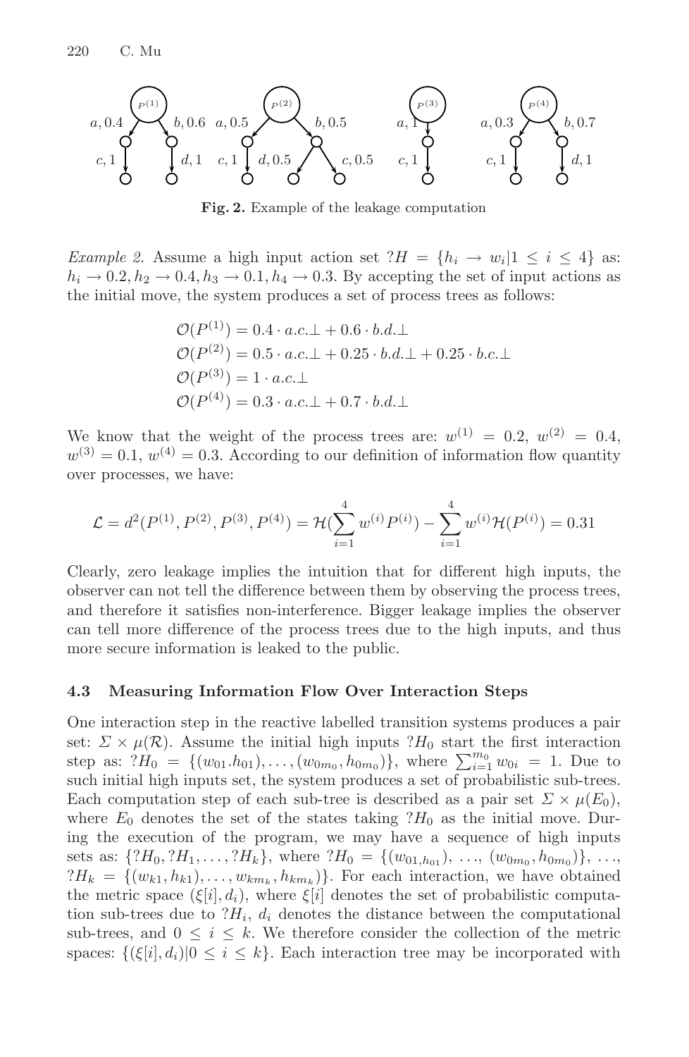P(1)

a, 0.4

b, 0.6

c, 1

d, 1

P(2)

a, 0.5

b, 0.5

c, 1

d, 0.5

c, 0.5

P(3)

a, 1

c, 1

P(4)

a, 0.3

b, 0.7

c, 1

d, 1

**Fig. 2.** Example of the leakage computation

*Example 2.* Assume a high input action set $?H = \{h_i \rightarrow w_i | 1 \leq i \leq 4\}$ as: $h_i \rightarrow 0.2, h_2 \rightarrow 0.4, h_3 \rightarrow 0.1, h_4 \rightarrow 0.3$. By accepting the set of input actions as the initial move, the system produces a set of process trees as follows:

$$\mathcal{O}(P^{(1)}) = 0.4 \cdot a.c.\bot + 0.6 \cdot b.d.\bot$$
$$\mathcal{O}(P^{(2)}) = 0.5 \cdot a.c.\bot + 0.25 \cdot b.d.\bot + 0.25 \cdot b.c.\bot$$
$$\mathcal{O}(P^{(3)}) = 1 \cdot a.c.\bot$$
$$\mathcal{O}(P^{(4)}) = 0.3 \cdot a.c.\bot + 0.7 \cdot b.d.\bot$$

We know that the weight of the process trees are: $w^{(1)} = 0.2$, $w^{(2)} = 0.4$, $w^{(3)} = 0.1$, $w^{(4)} = 0.3$. According to our definition of information flow quantity over processes, we have:

$$\mathcal{L} = d^2(P^{(1)}, P^{(2)}, P^{(3)}, P^{(4)}) = \mathcal{H}(\sum_{i=1}^{4} w^{(i)} P^{(i)}) - \sum_{i=1}^{4} w^{(i)} \mathcal{H}(P^{(i)}) = 0.31$$

Clearly, zero leakage implies the intuition that for different high inputs, the observer can not tell the difference between them by observing the process trees, and therefore it satisfies non-interference. Bigger leakage implies the observer can tell more difference of the process trees due to the high inputs, and thus more secure information is leaked to the public.

### 4.3 Measuring Information Flow Over Interaction Steps

One interaction step in the reactive labelled transition systems produces a pair set: $\Sigma \times \mu(\mathcal{R})$. Assume the initial high inputs $?H_0$ start the first interaction step as: $?H_0 = \{(w_{01}.h_{01}), \ldots, (w_{0m_0}, h_{0m_0})\}$, where $\sum_{i=1}^{m_0} w_{0i} = 1$. Due to such initial high inputs set, the system produces a set of probabilistic sub-trees. Each computation step of each sub-tree is described as a pair set $\Sigma \times \mu(E_0)$, where $E_0$ denotes the set of the states taking $?H_0$ as the initial move. During the execution of the program, we may have a sequence of high inputs sets as: $\{?H_0, ?H_1, \ldots, ?H_k\}$, where $?H_0 = \{(w_{01,h_{01}}), \ldots, (w_{0m_0}, h_{0m_0})\}$, $\ldots$, $?H_k = \{(w_{k1}, h_{k1}), \ldots, w_{km_k}, h_{km_k})\}$. For each interaction, we have obtained the metric space $(\xi[i], d_i)$, where $\xi[i]$ denotes the set of probabilistic computation sub-trees due to $?H_i$, $d_i$ denotes the distance between the computational sub-trees, and $0 \leq i \leq k$. We therefore consider the collection of the metric spaces: $\{(\xi[i], d_i) | 0 \leq i \leq k\}$. Each interaction tree may be incorporated with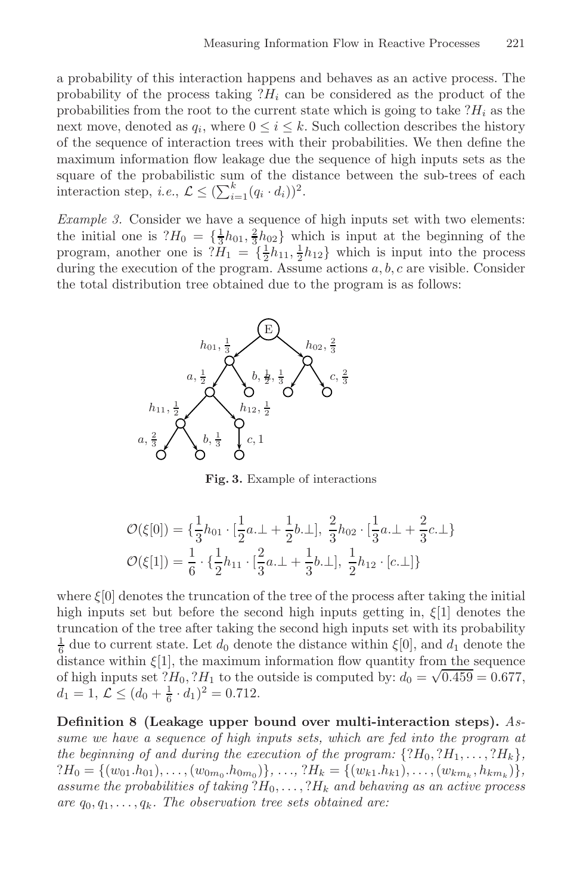a probability of this interaction happens and behaves as an active process. The probability of the process taking $?H_i$ can be considered as the product of the probabilities from the root to the current state which is going to take $?H_i$ as the next move, denoted as $q_i$, where $0 \leq i \leq k$. Such collection describes the history of the sequence of interaction trees with their probabilities. We then define the maximum information flow leakage due the sequence of high inputs sets as the square of the probabilistic sum of the distance between the sub-trees of each interaction step, *i.e.*, $\mathcal{L} \leq (\sum_{i=1}^{k}(q_i \cdot d_i))^2$.

*Example 3.* Consider we have a sequence of high inputs set with two elements: the initial one is $?H_0 = \{\frac{1}{3}h_{01}, \frac{2}{3}h_{02}\}$ which is input at the beginning of the program, another one is $?H_1 = \{\frac{1}{2}h_{11}, \frac{1}{2}h_{12}\}$ which is input into the process during the execution of the program. Assume actions $a, b, c$ are visible. Consider the total distribution tree obtained due to the program is as follows:

E

$h_{01}, \frac{1}{3}$

$h_{02}, \frac{2}{3}$

$a, \frac{1}{2}$

$b, \frac{1}{2}, \frac{1}{3}$

$c, \frac{2}{3}$

$h_{11}, \frac{1}{2}$

$h_{12}, \frac{1}{2}$

$a, \frac{2}{3}$

$b, \frac{1}{3}$

$c, 1$

**Fig. 3.** Example of interactions

$$\mathcal{O}(\xi[0]) = \{\frac{1}{3}h_{01} \cdot [\frac{1}{2}a.\bot + \frac{1}{2}b.\bot],\ \frac{2}{3}h_{02} \cdot [\frac{1}{3}a.\bot + \frac{2}{3}c.\bot\}$$

$$\mathcal{O}(\xi[1]) = \frac{1}{6} \cdot \{\frac{1}{2}h_{11} \cdot [\frac{2}{3}a.\bot + \frac{1}{3}b.\bot],\ \frac{1}{2}h_{12} \cdot [c.\bot]\}$$

where $\xi[0]$ denotes the truncation of the tree of the process after taking the initial high inputs set but before the second high inputs getting in, $\xi[1]$ denotes the truncation of the tree after taking the second high inputs set with its probability $\frac{1}{6}$ due to current state. Let $d_0$ denote the distance within $\xi[0]$, and $d_1$ denote the distance within $\xi[1]$, the maximum information flow quantity from the sequence of high inputs set $?H_0, ?H_1$ to the outside is computed by: $d_0 = \sqrt{0.459} = 0.677$, $d_1 = 1$, $\mathcal{L} \leq (d_0 + \frac{1}{6} \cdot d_1)^2 = 0.712$.

**Definition 8 (Leakage upper bound over multi-interaction steps).** *Assume we have a sequence of high inputs sets, which are fed into the program at the beginning of and during the execution of the program:* $\{?H_0, ?H_1, \ldots, ?H_k\}$, $?H_0 = \{(w_{01}.h_{01}), \ldots, (w_{0m_0}.h_{0m_0})\}, \ldots, ?H_k = \{(w_{k1}.h_{k1}), \ldots, (w_{km_k}, h_{km_k})\}$, *assume the probabilities of taking* $?H_0, \ldots, ?H_k$ *and behaving as an active process are* $q_0, q_1, \ldots, q_k$. *The observation tree sets obtained are:*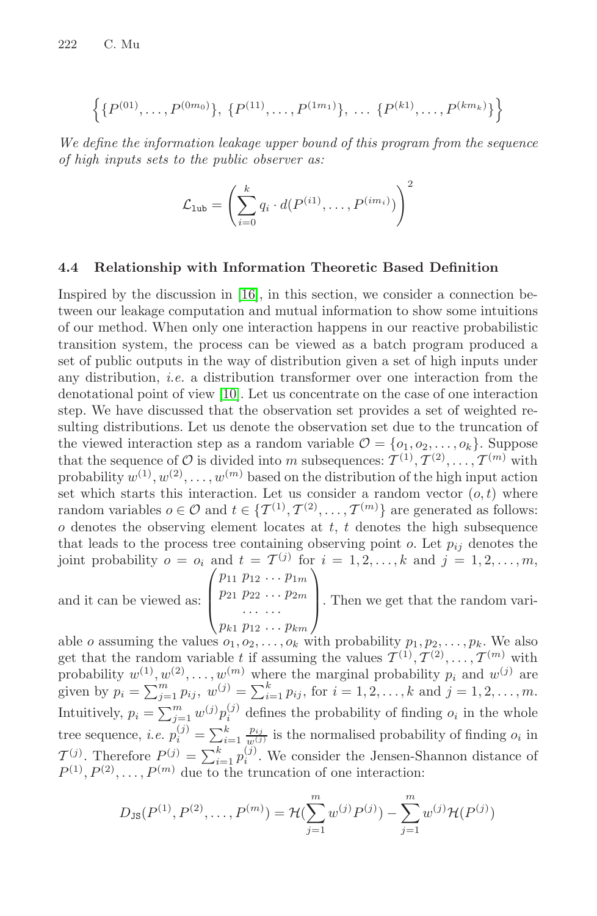$$\Big\{\{P^{(01)},\ldots,P^{(0m_0)}\},\ \{P^{(11)},\ldots,P^{(1m_1)}\},\ \ldots\ \{P^{(k1)},\ldots,P^{(km_k)}\}\Big\}$$

*We define the information leakage upper bound of this program from the sequence of high inputs sets to the public observer as:*

$$\mathcal{L}_{\texttt{lub}} = \left(\sum_{i=0}^{k} q_i \cdot d(P^{(i1)},\ldots,P^{(im_i)})\right)^2$$

### 4.4 Relationship with Information Theoretic Based Definition

Inspired by the discussion in [16], in this section, we consider a connection between our leakage computation and mutual information to show some intuitions of our method. When only one interaction happens in our reactive probabilistic transition system, the process can be viewed as a batch program produced a set of public outputs in the way of distribution given a set of high inputs under any distribution, *i.e.* a distribution transformer over one interaction from the denotational point of view [10]. Let us concentrate on the case of one interaction step. We have discussed that the observation set provides a set of weighted resulting distributions. Let us denote the observation set due to the truncation of the viewed interaction step as a random variable $\mathcal{O} = \{o_1, o_2, \ldots, o_k\}$. Suppose that the sequence of $\mathcal{O}$ is divided into $m$ subsequences: $\mathcal{T}^{(1)}, \mathcal{T}^{(2)}, \ldots, \mathcal{T}^{(m)}$ with probability $w^{(1)}, w^{(2)}, \ldots, w^{(m)}$ based on the distribution of the high input action set which starts this interaction. Let us consider a random vector $(o,t)$ where random variables $o \in \mathcal{O}$ and $t \in \{\mathcal{T}^{(1)}, \mathcal{T}^{(2)}, \ldots, \mathcal{T}^{(m)}\}$ are generated as follows: $o$ denotes the observing element locates at $t$, $t$ denotes the high subsequence that leads to the process tree containing observing point $o$. Let $p_{ij}$ denotes the joint probability $o = o_i$ and $t = \mathcal{T}^{(j)}$ for $i = 1, 2, \ldots, k$ and $j = 1, 2, \ldots, m$, and it can be viewed as: $\begin{pmatrix} p_{11} & p_{12} & \cdots & p_{1m} \\ p_{21} & p_{22} & \cdots & p_{2m} \\ & \cdots & \cdots & \\ p_{k1} & p_{12} & \cdots & p_{km} \end{pmatrix}$. Then we get that the random variable $o$ assuming the values $o_1, o_2, \ldots, o_k$ with probability $p_1, p_2, \ldots, p_k$. We also get that the random variable $t$ if assuming the values $\mathcal{T}^{(1)}, \mathcal{T}^{(2)}, \ldots, \mathcal{T}^{(m)}$ with probability $w^{(1)}, w^{(2)}, \ldots, w^{(m)}$ where the marginal probability $p_i$ and $w^{(j)}$ are given by $p_i = \sum_{j=1}^{m} p_{ij}$, $w^{(j)} = \sum_{i=1}^{k} p_{ij}$, for $i = 1, 2, \ldots, k$ and $j = 1, 2, \ldots, m$. Intuitively, $p_i = \sum_{j=1}^{m} w^{(j)} p_i^{(j)}$ defines the probability of finding $o_i$ in the whole tree sequence, *i.e.* $p_i^{(j)} = \sum_{i=1}^{k} \frac{p_{ij}}{w^{(j)}}$ is the normalised probability of finding $o_i$ in $\mathcal{T}^{(j)}$. Therefore $P^{(j)} = \sum_{i=1}^{k} p_i^{(j)}$. We consider the Jensen-Shannon distance of $P^{(1)}, P^{(2)}, \ldots, P^{(m)}$ due to the truncation of one interaction:

$$D_{\texttt{JS}}(P^{(1)}, P^{(2)}, \ldots, P^{(m)}) = \mathcal{H}(\sum_{j=1}^{m} w^{(j)} P^{(j)}) - \sum_{j=1}^{m} w^{(j)} \mathcal{H}(P^{(j)})$$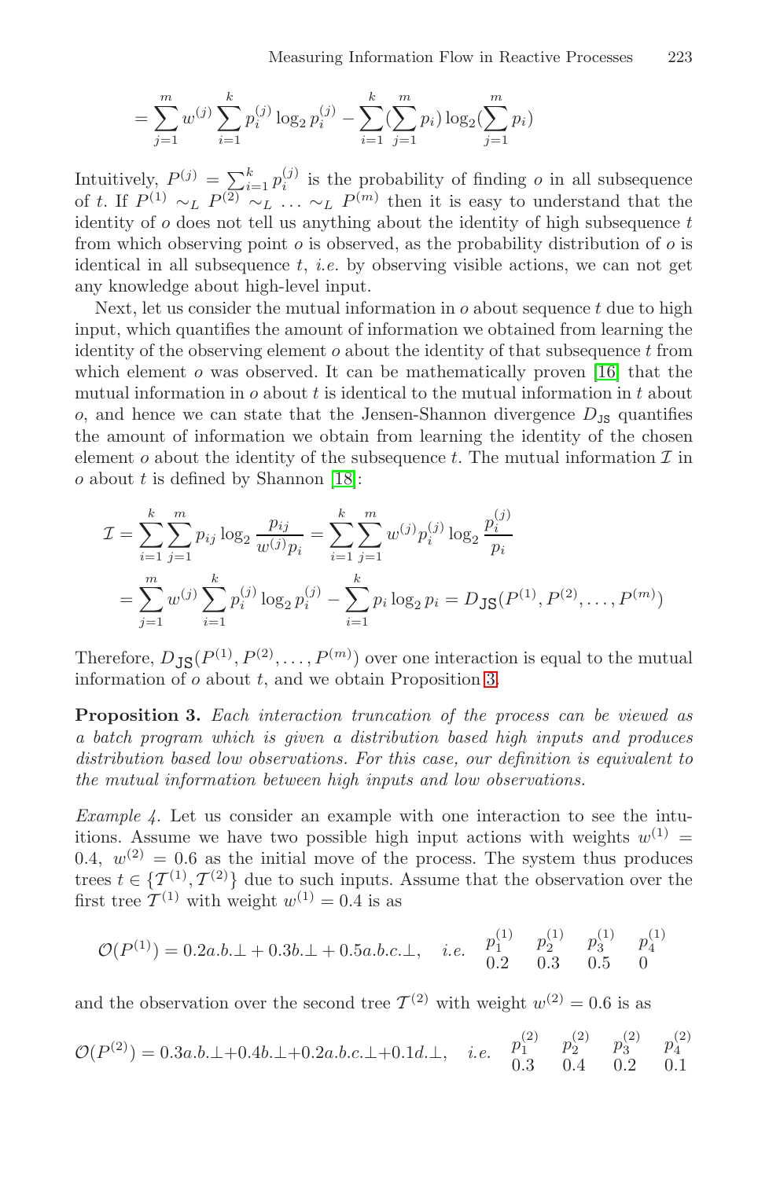$$= \sum_{j=1}^{m} w^{(j)} \sum_{i=1}^{k} p_i^{(j)} \log_2 p_i^{(j)} - \sum_{i=1}^{k} (\sum_{j=1}^{m} p_i) \log_2 (\sum_{j=1}^{m} p_i)$$

Intuitively, $P^{(j)} = \sum_{i=1}^{k} p_i^{(j)}$ is the probability of finding $o$ in all subsequence of $t$. If $P^{(1)} \sim_L P^{(2)} \sim_L \ldots \sim_L P^{(m)}$ then it is easy to understand that the identity of $o$ does not tell us anything about the identity of high subsequence $t$ from which observing point $o$ is observed, as the probability distribution of $o$ is identical in all subsequence $t$, *i.e.* by observing visible actions, we can not get any knowledge about high-level input.

Next, let us consider the mutual information in $o$ about sequence $t$ due to high input, which quantifies the amount of information we obtained from learning the identity of the observing element $o$ about the identity of that subsequence $t$ from which element $o$ was observed. It can be mathematically proven [16] that the mutual information in $o$ about $t$ is identical to the mutual information in $t$ about $o$, and hence we can state that the Jensen-Shannon divergence $D_{\mathtt{JS}}$ quantifies the amount of information we obtain from learning the identity of the chosen element $o$ about the identity of the subsequence $t$. The mutual information $\mathcal{I}$ in $o$ about $t$ is defined by Shannon [18]:

$$\begin{aligned}
\mathcal{I} &= \sum_{i=1}^{k} \sum_{j=1}^{m} p_{ij} \log_2 \frac{p_{ij}}{w^{(j)} p_i} = \sum_{i=1}^{k} \sum_{j=1}^{m} w^{(j)} p_i^{(j)} \log_2 \frac{p_i^{(j)}}{p_i} \\
&= \sum_{j=1}^{m} w^{(j)} \sum_{i=1}^{k} p_i^{(j)} \log_2 p_i^{(j)} - \sum_{i=1}^{k} p_i \log_2 p_i = D_{\mathtt{JS}}(P^{(1)}, P^{(2)}, \ldots, P^{(m)})
\end{aligned}$$

Therefore, $D_{\mathtt{JS}}(P^{(1)}, P^{(2)}, \ldots, P^{(m)})$ over one interaction is equal to the mutual information of $o$ about $t$, and we obtain Proposition 3.

**Proposition 3.** *Each interaction truncation of the process can be viewed as a batch program which is given a distribution based high inputs and produces distribution based low observations. For this case, our definition is equivalent to the mutual information between high inputs and low observations.*

*Example 4.* Let us consider an example with one interaction to see the intuitions. Assume we have two possible high input actions with weights $w^{(1)} = 0.4$, $w^{(2)} = 0.6$ as the initial move of the process. The system thus produces trees $t \in \{\mathcal{T}^{(1)}, \mathcal{T}^{(2)}\}$ due to such inputs. Assume that the observation over the first tree $\mathcal{T}^{(1)}$ with weight $w^{(1)} = 0.4$ is as

$$\mathcal{O}(P^{(1)}) = 0.2a.b.\perp + 0.3b.\perp + 0.5a.b.c.\perp, \quad i.e. \quad \begin{array}{cccc} p_1^{(1)} & p_2^{(1)} & p_3^{(1)} & p_4^{(1)} \\ 0.2 & 0.3 & 0.5 & 0 \end{array}$$

and the observation over the second tree $\mathcal{T}^{(2)}$ with weight $w^{(2)} = 0.6$ is as

$$\mathcal{O}(P^{(2)}) = 0.3a.b.\perp + 0.4b.\perp + 0.2a.b.c.\perp + 0.1d.\perp, \quad i.e. \quad \begin{array}{cccc} p_1^{(2)} & p_2^{(2)} & p_3^{(2)} & p_4^{(2)} \\ 0.3 & 0.4 & 0.2 & 0.1 \end{array}$$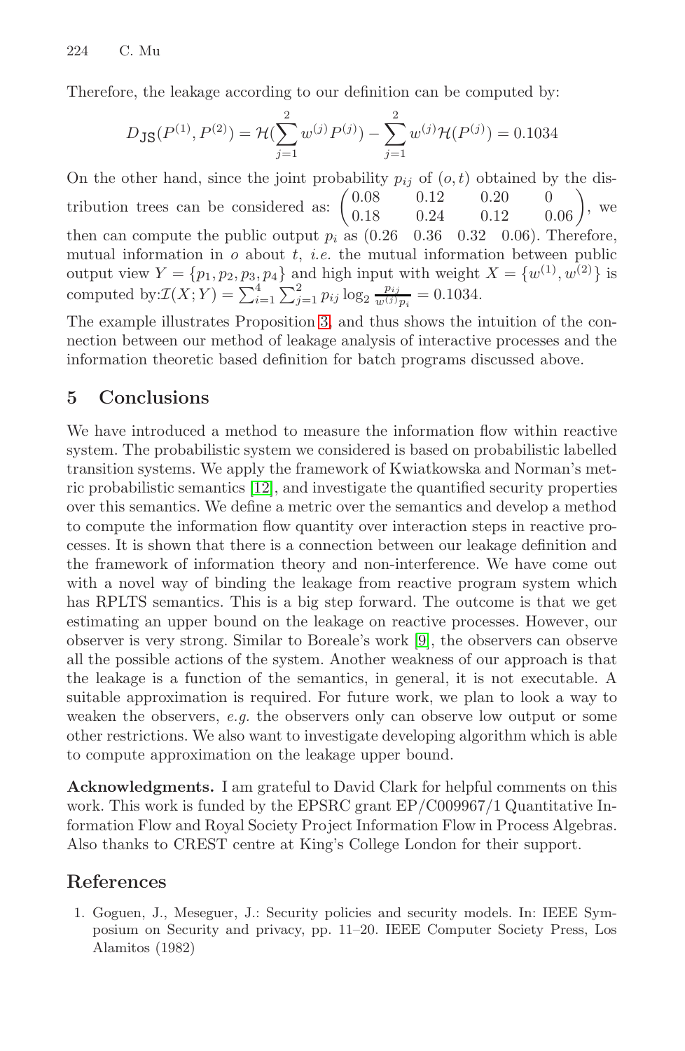Therefore, the leakage according to our definition can be computed by:

$$D_{\mathtt{JS}}(P^{(1)}, P^{(2)}) = \mathcal{H}(\sum_{j=1}^{2} w^{(j)} P^{(j)}) - \sum_{j=1}^{2} w^{(j)} \mathcal{H}(P^{(j)}) = 0.1034$$

On the other hand, since the joint probability $p_{ij}$ of $(o, t)$ obtained by the distribution trees can be considered as: $\begin{pmatrix} 0.08 & 0.12 & 0.20 & 0 \\ 0.18 & 0.24 & 0.12 & 0.06 \end{pmatrix}$, we then can compute the public output $p_i$ as $(0.26 \quad 0.36 \quad 0.32 \quad 0.06)$. Therefore, mutual information in $o$ about $t$, *i.e.* the mutual information between public output view $Y = \{p_1, p_2, p_3, p_4\}$ and high input with weight $X = \{w^{(1)}, w^{(2)}\}$ is computed by: $\mathcal{I}(X;Y) = \sum_{i=1}^{4} \sum_{j=1}^{2} p_{ij} \log_2 \frac{p_{ij}}{w^{(j)} p_i} = 0.1034$.

The example illustrates Proposition 3, and thus shows the intuition of the connection between our method of leakage analysis of interactive processes and the information theoretic based definition for batch programs discussed above.

## 5 Conclusions

We have introduced a method to measure the information flow within reactive system. The probabilistic system we considered is based on probabilistic labelled transition systems. We apply the framework of Kwiatkowska and Norman's metric probabilistic semantics [12], and investigate the quantified security properties over this semantics. We define a metric over the semantics and develop a method to compute the information flow quantity over interaction steps in reactive processes. It is shown that there is a connection between our leakage definition and the framework of information theory and non-interference. We have come out with a novel way of binding the leakage from reactive program system which has RPLTS semantics. This is a big step forward. The outcome is that we get estimating an upper bound on the leakage on reactive processes. However, our observer is very strong. Similar to Boreale's work [9], the observers can observe all the possible actions of the system. Another weakness of our approach is that the leakage is a function of the semantics, in general, it is not executable. A suitable approximation is required. For future work, we plan to look a way to weaken the observers, *e.g.* the observers only can observe low output or some other restrictions. We also want to investigate developing algorithm which is able to compute approximation on the leakage upper bound.

**Acknowledgments.** I am grateful to David Clark for helpful comments on this work. This work is funded by the EPSRC grant EP/C009967/1 Quantitative Information Flow and Royal Society Project Information Flow in Process Algebras. Also thanks to CREST centre at King's College London for their support.

## References

1. Goguen, J., Meseguer, J.: Security policies and security models. In: IEEE Symposium on Security and privacy, pp. 11–20. IEEE Computer Society Press, Los Alamitos (1982)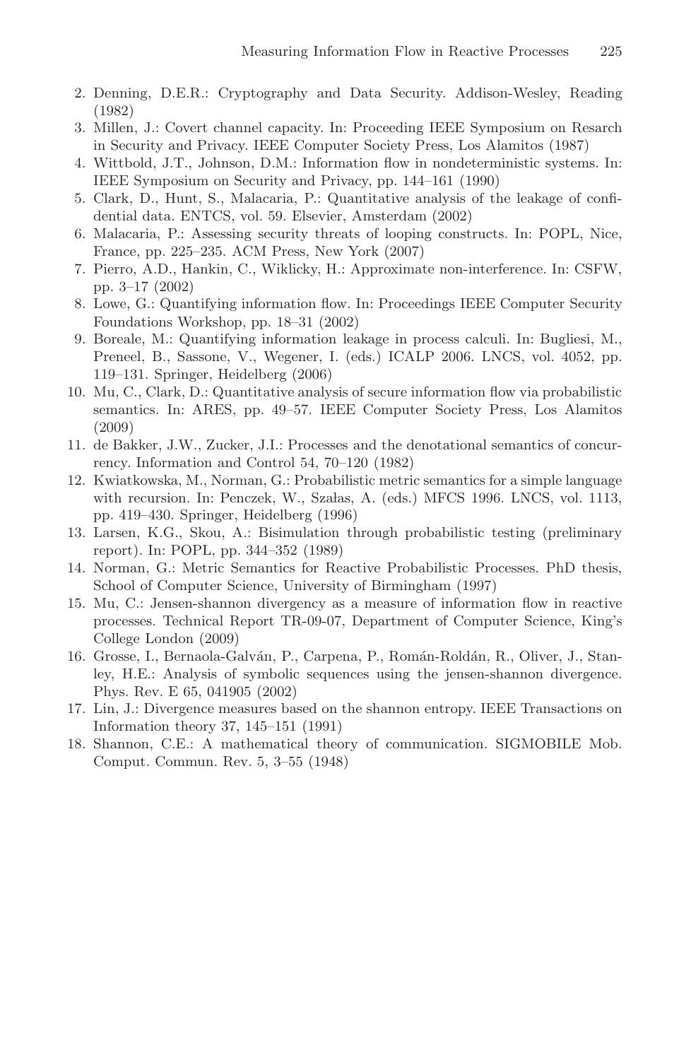2. Denning, D.E.R.: Cryptography and Data Security. Addison-Wesley, Reading (1982)
3. Millen, J.: Covert channel capacity. In: Proceeding IEEE Symposium on Resarch in Security and Privacy. IEEE Computer Society Press, Los Alamitos (1987)
4. Wittbold, J.T., Johnson, D.M.: Information flow in nondeterministic systems. In: IEEE Symposium on Security and Privacy, pp. 144–161 (1990)
5. Clark, D., Hunt, S., Malacaria, P.: Quantitative analysis of the leakage of confidential data. ENTCS, vol. 59. Elsevier, Amsterdam (2002)
6. Malacaria, P.: Assessing security threats of looping constructs. In: POPL, Nice, France, pp. 225–235. ACM Press, New York (2007)
7. Pierro, A.D., Hankin, C., Wiklicky, H.: Approximate non-interference. In: CSFW, pp. 3–17 (2002)
8. Lowe, G.: Quantifying information flow. In: Proceedings IEEE Computer Security Foundations Workshop, pp. 18–31 (2002)
9. Boreale, M.: Quantifying information leakage in process calculi. In: Bugliesi, M., Preneel, B., Sassone, V., Wegener, I. (eds.) ICALP 2006. LNCS, vol. 4052, pp. 119–131. Springer, Heidelberg (2006)
10. Mu, C., Clark, D.: Quantitative analysis of secure information flow via probabilistic semantics. In: ARES, pp. 49–57. IEEE Computer Society Press, Los Alamitos (2009)
11. de Bakker, J.W., Zucker, J.I.: Processes and the denotational semantics of concurrency. Information and Control 54, 70–120 (1982)
12. Kwiatkowska, M., Norman, G.: Probabilistic metric semantics for a simple language with recursion. In: Penczek, W., Szałas, A. (eds.) MFCS 1996. LNCS, vol. 1113, pp. 419–430. Springer, Heidelberg (1996)
13. Larsen, K.G., Skou, A.: Bisimulation through probabilistic testing (preliminary report). In: POPL, pp. 344–352 (1989)
14. Norman, G.: Metric Semantics for Reactive Probabilistic Processes. PhD thesis, School of Computer Science, University of Birmingham (1997)
15. Mu, C.: Jensen-shannon divergency as a measure of information flow in reactive processes. Technical Report TR-09-07, Department of Computer Science, King's College London (2009)
16. Grosse, I., Bernaola-Galván, P., Carpena, P., Román-Roldán, R., Oliver, J., Stanley, H.E.: Analysis of symbolic sequences using the jensen-shannon divergence. Phys. Rev. E 65, 041905 (2002)
17. Lin, J.: Divergence measures based on the shannon entropy. IEEE Transactions on Information theory 37, 145–151 (1991)
18. Shannon, C.E.: A mathematical theory of communication. SIGMOBILE Mob. Comput. Commun. Rev. 5, 3–55 (1948)